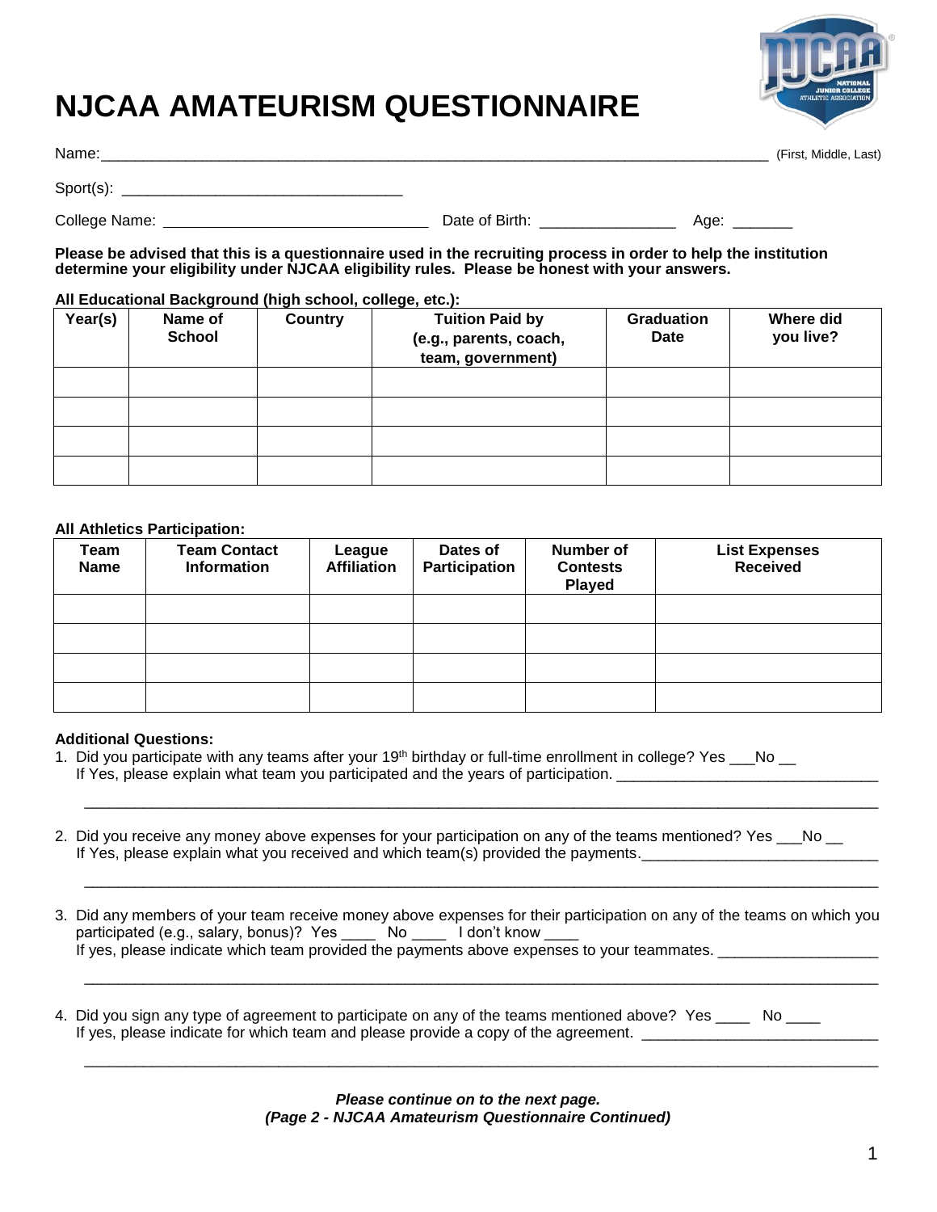# NJCAA AMATEURISM QUESTIONNAIRE

Name:_______________________________________________________________________________ (First, Middle, Last)

Sport(s): _________________________________

College Name: ______________________________ Date of Birth: ________________ Age: _______

**Please be advised that this is a questionnaire used in the recruiting process in order to help the institution determine your eligibility under NJCAA eligibility rules. Please be honest with your answers.**

**All Educational Background (high school, college, etc.):**

| Year(s) | Name of School | Country | Tuition Paid by (e.g., parents, coach, team, government) | Graduation Date | Where did you live? |
|---|---|---|---|---|---|
| | | | | | |
| | | | | | |
| | | | | | |
| | | | | | |

**All Athletics Participation:**

| Team Name | Team Contact Information | League Affiliation | Dates of Participation | Number of Contests Played | List Expenses Received |
|---|---|---|---|---|---|
| | | | | | |
| | | | | | |
| | | | | | |
| | | | | | |

**Additional Questions:**

1. Did you participate with any teams after your 19th birthday or full-time enrollment in college? Yes ___No __
   If Yes, please explain what team you participated and the years of participation. _______________________________

   _____________________________________________________________________________________________

2. Did you receive any money above expenses for your participation on any of the teams mentioned? Yes ___No __
   If Yes, please explain what you received and which team(s) provided the payments.____________________________

   _____________________________________________________________________________________________

3. Did any members of your team receive money above expenses for their participation on any of the teams on which you participated (e.g., salary, bonus)? Yes ____ No ____ I don't know ____
   If yes, please indicate which team provided the payments above expenses to your teammates. __________________

   _____________________________________________________________________________________________

4. Did you sign any type of agreement to participate on any of the teams mentioned above? Yes ____ No ____
   If yes, please indicate for which team and please provide a copy of the agreement. ____________________________

   _____________________________________________________________________________________________

***Please continue on to the next page.***
***(Page 2 - NJCAA Amateurism Questionnaire Continued)***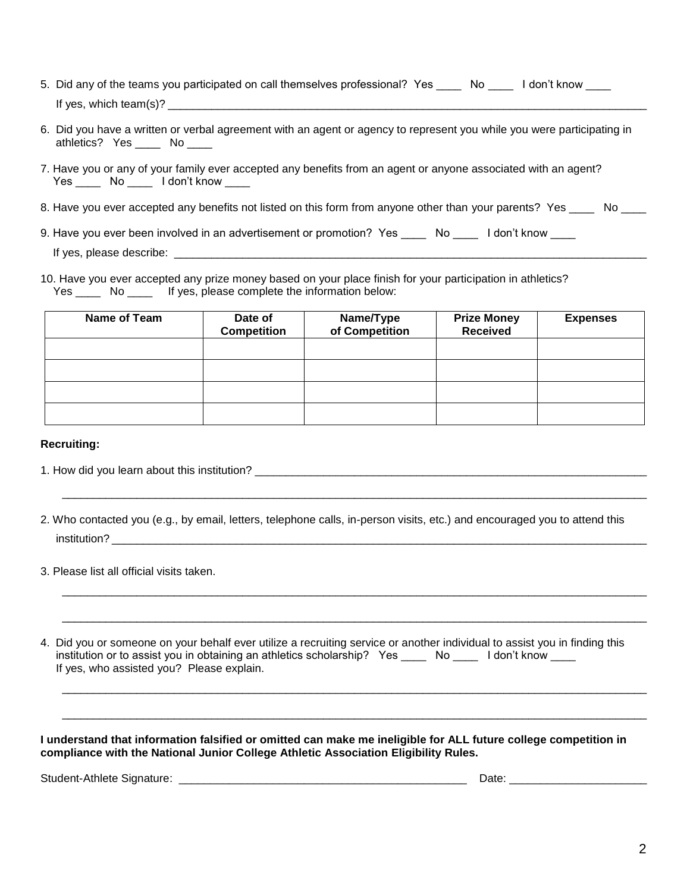5. Did any of the teams you participated on call themselves professional? Yes ____ No ____ I don't know ____

   If yes, which team(s)? ______________________________________________________________________________

6. Did you have a written or verbal agreement with an agent or agency to represent you while you were participating in athletics? Yes ____ No ____

7. Have you or any of your family ever accepted any benefits from an agent or anyone associated with an agent? Yes ____ No ____ I don't know ____

8. Have you ever accepted any benefits not listed on this form from anyone other than your parents? Yes ____ No ____

9. Have you ever been involved in an advertisement or promotion? Yes ____ No ____ I don't know ____

   If yes, please describe: ______________________________________________________________________________

10. Have you ever accepted any prize money based on your place finish for your participation in athletics? Yes ____ No ____ If yes, please complete the information below:

| Name of Team | Date of Competition | Name/Type of Competition | Prize Money Received | Expenses |
|---|---|---|---|---|
| | | | | |
| | | | | |
| | | | | |
| | | | | |

**Recruiting:**

1. How did you learn about this institution? ______________________________________________________________________________

   ______________________________________________________________________________

2. Who contacted you (e.g., by email, letters, telephone calls, in-person visits, etc.) and encouraged you to attend this institution? ______________________________________________________________________________

3. Please list all official visits taken.

   ______________________________________________________________________________

   ______________________________________________________________________________

4. Did you or someone on your behalf ever utilize a recruiting service or another individual to assist you in finding this institution or to assist you in obtaining an athletics scholarship? Yes ____ No ____ I don't know ____
   If yes, who assisted you? Please explain.

   ______________________________________________________________________________

   ______________________________________________________________________________

**I understand that information falsified or omitted can make me ineligible for ALL future college competition in compliance with the National Junior College Athletic Association Eligibility Rules.**

Student-Athlete Signature: ________________________________________ Date: ______________________